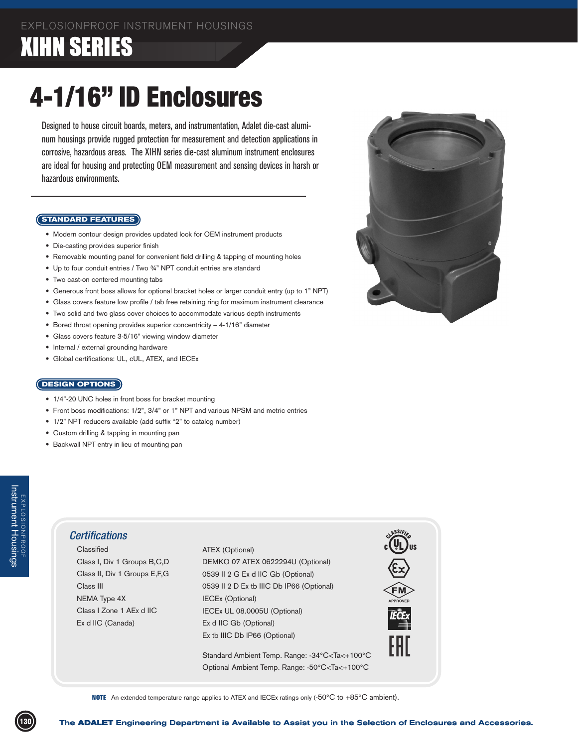EXPLOSIONPROOF INSTRUMENT HOUSINGS

# XIHN SERIES

## 4-1/16" ID Enclosures

Designed to house circuit boards, meters, and instrumentation, Adalet die-cast aluminum housings provide rugged protection for measurement and detection applications in corrosive, hazardous areas. The XIHN series die-cast aluminum instrument enclosures are ideal for housing and protecting OEM measurement and sensing devices in harsh or hazardous environments.

### STANDARD FEATURES

- Modern contour design provides updated look for OEM instrument products
- Die-casting provides superior finish
- Removable mounting panel for convenient field drilling & tapping of mounting holes
- Up to four conduit entries / Two ¾" NPT conduit entries are standard
- Two cast-on centered mounting tabs
- Generous front boss allows for optional bracket holes or larger conduit entry (up to 1" NPT)
- Glass covers feature low profile / tab free retaining ring for maximum instrument clearance
- Two solid and two glass cover choices to accommodate various depth instruments
- Bored throat opening provides superior concentricity – 4-1/16" diameter
- Glass covers feature 3-5/16" viewing window diameter
- Internal / external grounding hardware
- Global certifications: UL, cUL, ATEX, and IECEx

### DESIGN OPTIONS

- 1/4"-20 UNC holes in front boss for bracket mounting
- Front boss modifications: 1/2", 3/4" or 1" NPT and various NPSM and metric entries
- 1/2" NPT reducers available (add suffix "2" to catalog number)
- Custom drilling & tapping in mounting pan
- Backwall NPT entry in lieu of mounting pan

### *Certifications*

Classified
Class I, Div 1 Groups B,C,D
Class II, Div 1 Groups E,F,G
Class III
NEMA Type 4X
Class I Zone 1 AEx d IIC
Ex d IIC (Canada)

ATEX (Optional)
DEMKO 07 ATEX 0622294U (Optional)
0539 II 2 G Ex d IIC Gb (Optional)
0539 II 2 D Ex tb IIIC Db IP66 (Optional)
IECEx (Optional)
IECEx UL 08.0005U (Optional)
Ex d IIC Gb (Optional)
Ex tb IIIC Db IP66 (Optional)

Standard Ambient Temp. Range: -34°C<Ta<+100°C
Optional Ambient Temp. Range: -50°C<Ta<+100°C

**NOTE** An extended temperature range applies to ATEX and IECEx ratings only (-50°C to +85°C ambient).

**The ADALET Engineering Department is Available to Assist you in the Selection of Enclosures and Accessories.**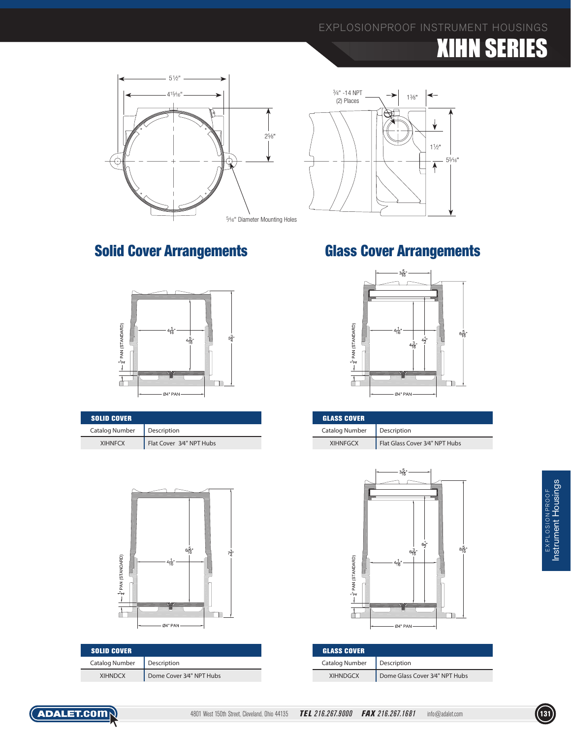EXPLOSIONPROOF INSTRUMENT HOUSINGS

# XIHN SERIES

5½"
4 15⁄16"
2⅝"
5⁄16" Diameter Mounting Holes
¾" -14 NPT
(2) Places
1⅜"
1½"
5 5⁄16"

## Solid Cover Arrangements

4 1⁄16"
4 5⁄16"
5 3⁄4"
1⁄4" PAN (STANDARD)
Ø4" PAN

| SOLID COVER | |
|---|---|
| Catalog Number | Description |
| XIHNFCX | Flat Cover 3⁄4" NPT Hubs |

4 1⁄16"
6 5⁄16"
7 3⁄4"
1⁄4" PAN (STANDARD)
Ø4" PAN

| SOLID COVER | |
|---|---|
| Catalog Number | Description |
| XIHNDCX | Dome Cover 3⁄4" NPT Hubs |

## Glass Cover Arrangements

3 5⁄16"
4 1⁄16"
4 3⁄16"
4 1⁄2"
6 5⁄16"
1⁄4" PAN (STANDARD)
Ø4" PAN

| GLASS COVER | |
|---|---|
| Catalog Number | Description |
| XIHNFGCX | Flat Glass Cover 3⁄4" NPT Hubs |

3 5⁄16"
4 1⁄16"
6 3⁄16"
6 1⁄2"
8 5⁄16"
1⁄4" PAN (STANDARD)
Ø4" PAN

| GLASS COVER | |
|---|---|
| Catalog Number | Description |
| XIHNDGCX | Dome Glass Cover 3⁄4" NPT Hubs |

EXPLOSIONPROOF Instrument Housings

ADALET.COM 4801 West 150th Street, Cleveland, Ohio 44135 **TEL** 216.267.9000 **FAX** 216.267.1681 info@adalet.com